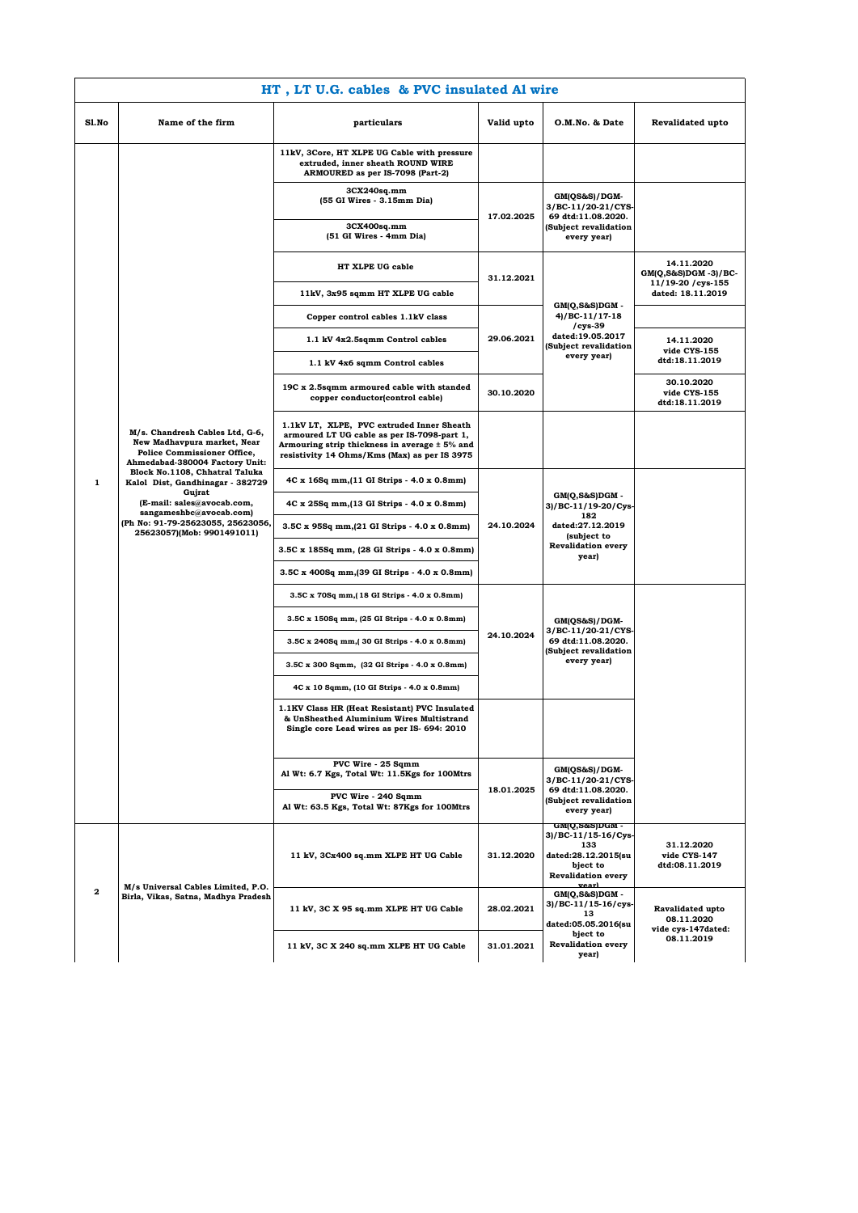## HT , LT U.G. cables & PVC insulated Al wire

| Sl.No | Name of the firm | particulars | Valid upto | O.M.No. & Date | Revalidated upto |
|---|---|---|---|---|---|
| 1 | M/s. Chandresh Cables Ltd, G-6, New Madhavpura market, Near Police Commissioner Office, Ahmedabad-380004 Factory Unit: Block No.1108, Chhatral Taluka Kalol Dist, Gandhinagar - 382729 Gujrat (E-mail: sales@avocab.com, sangameshbc@avocab.com) (Ph No: 91-79-25623055, 25623056, 25623057)(Mob: 9901491011) | 11kV, 3Core, HT XLPE UG Cable with pressure extruded, inner sheath ROUND WIRE ARMOURED as per IS-7098 (Part-2) | | | |
| | | 3CX240sq.mm (55 GI Wires - 3.15mm Dia) | 17.02.2025 | GM(QS&S)/DGM-3/BC-11/20-21/CYS-69 dtd:11.08.2020. (Subject revalidation every year) | |
| | | 3CX400sq.mm (51 GI Wires - 4mm Dia) | | | |
| | | HT XLPE UG cable | 31.12.2021 | GM(Q,S&S)DGM - 4)/BC-11/17-18 /cys-39 dated:19.05.2017 (Subject revalidation every year) | 14.11.2020 GM(Q,S&S)DGM -3)/BC-11/19-20 /cys-155 dated: 18.11.2019 |
| | | 11kV, 3x95 sqmm HT XLPE UG cable | | | |
| | | Copper control cables 1.1kV class | 29.06.2021 | | |
| | | 1.1 kV 4x2.5sqmm Control cables | | | 14.11.2020 vide CYS-155 dtd:18.11.2019 |
| | | 1.1 kV 4x6 sqmm Control cables | | | |
| | | 19C x 2.5sqmm armoured cable with standed copper conductor(control cable) | 30.10.2020 | | 30.10.2020 vide CYS-155 dtd:18.11.2019 |
| | | 1.1kV LT, XLPE, PVC extruded Inner Sheath armoured LT UG cable as per IS-7098-part 1, Armouring strip thickness in average ± 5% and resistivity 14 Ohms/Kms (Max) as per IS 3975 | | | |
| | | 4C x 16Sq mm,(11 GI Strips - 4.0 x 0.8mm) | 24.10.2024 | GM(Q,S&S)DGM - 3)/BC-11/19-20/Cys-182 dated:27.12.2019 (subject to Revalidation every year) | |
| | | 4C x 25Sq mm,(13 GI Strips - 4.0 x 0.8mm) | | | |
| | | 3.5C x 95Sq mm,(21 GI Strips - 4.0 x 0.8mm) | | | |
| | | 3.5C x 185Sq mm, (28 GI Strips - 4.0 x 0.8mm) | | | |
| | | 3.5C x 400Sq mm,(39 GI Strips - 4.0 x 0.8mm) | | | |
| | | 3.5C x 70Sq mm,( 18 GI Strips - 4.0 x 0.8mm) | 24.10.2024 | GM(QS&S)/DGM-3/BC-11/20-21/CYS-69 dtd:11.08.2020. (Subject revalidation every year) | |
| | | 3.5C x 150Sq mm, (25 GI Strips - 4.0 x 0.8mm) | | | |
| | | 3.5C x 240Sq mm,( 30 GI Strips - 4.0 x 0.8mm) | | | |
| | | 3.5C x 300 Sqmm, (32 GI Strips - 4.0 x 0.8mm) | | | |
| | | 4C x 10 Sqmm, (10 GI Strips - 4.0 x 0.8mm) | | | |
| | | 1.1KV Class HR (Heat Resistant) PVC Insulated & UnSheathed Aluminium Wires Multistrand Single core Lead wires as per IS- 694: 2010 | | | |
| | | PVC Wire - 25 Sqmm Al Wt: 6.7 Kgs, Total Wt: 11.5Kgs for 100Mtrs | 18.01.2025 | GM(QS&S)/DGM-3/BC-11/20-21/CYS-69 dtd:11.08.2020. (Subject revalidation every year) | |
| | | PVC Wire - 240 Sqmm Al Wt: 63.5 Kgs, Total Wt: 87Kgs for 100Mtrs | | | |
| 2 | M/s Universal Cables Limited, P.O. Birla, Vikas, Satna, Madhya Pradesh | 11 kV, 3Cx400 sq.mm XLPE HT UG Cable | 31.12.2020 | GM(Q,S&S)DGM - 3)/BC-11/15-16/Cys-133 dated:28.12.2015(subject to Revalidation every year) | 31.12.2020 vide CYS-147 dtd:08.11.2019 |
| | | 11 kV, 3C X 95 sq.mm XLPE HT UG Cable | 28.02.2021 | GM(Q,S&S)DGM - 3)/BC-11/15-16/cys-13 dated:05.05.2016(subject to Revalidation every year) | Ravalidated upto 08.11.2020 vide cys-147dated: 08.11.2019 |
| | | 11 kV, 3C X 240 sq.mm XLPE HT UG Cable | 31.01.2021 | | |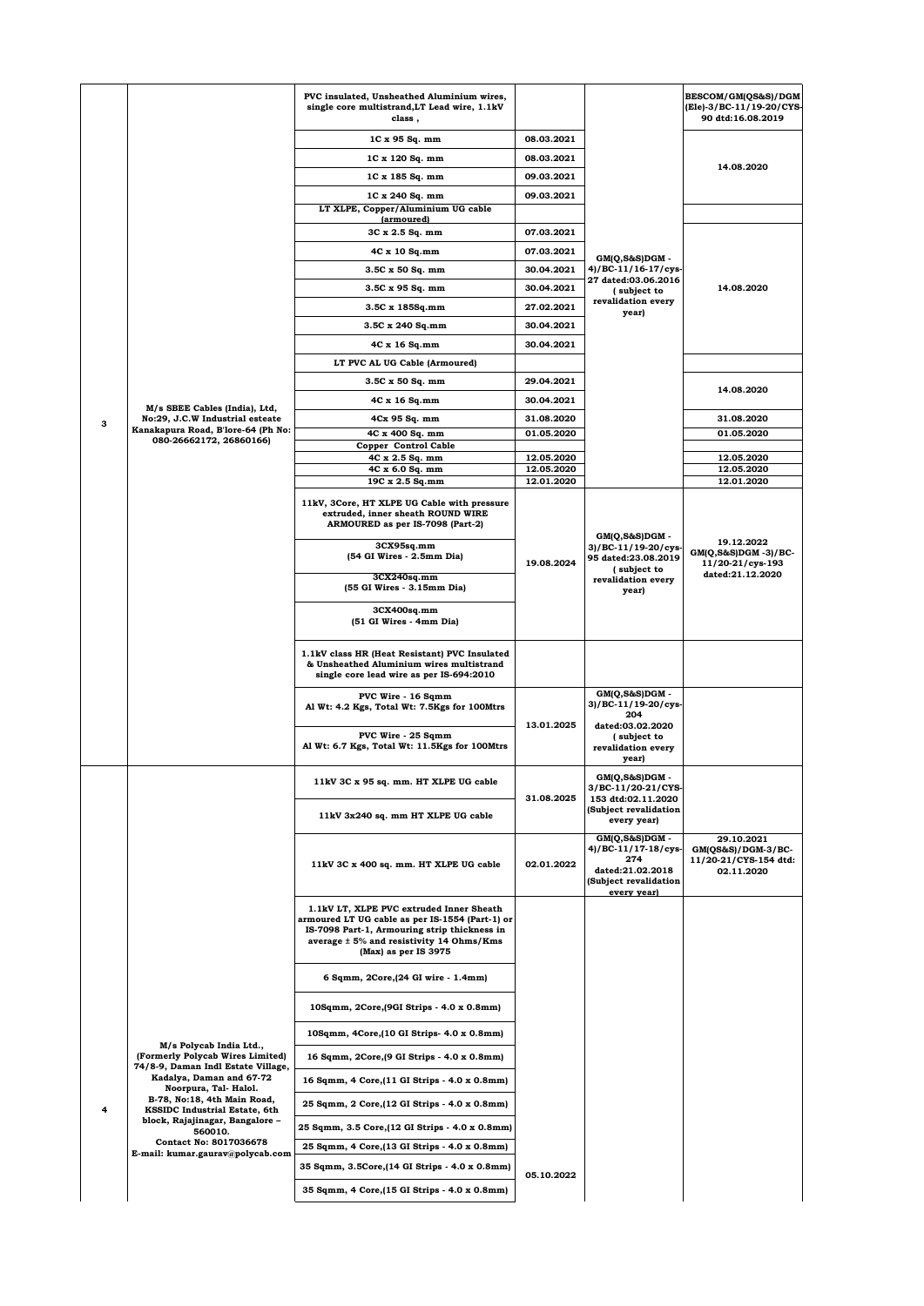| | | | | | |
|---|---|---|---|---|---|
| 3 | M/s SBEE Cables (India), Ltd, No:29, J.C.W Industrial esteate Kanakapura Road, B'lore-64 (Ph No: 080-26662172, 26860166) | PVC insulated, Unsheathed Aluminium wires, single core multistrand,LT Lead wire, 1.1kV class , | | GM(Q,S&S)DGM - 4)/BC-11/16-17/cys-27 dated:03.06.2016 ( subject to revalidation every year) | BESCOM/GM(QS&S)/DGM (Ele)-3/BC-11/19-20/CYS-90 dtd:16.08.2019 |
| | | 1C x 95 Sq. mm | 08.03.2021 | | 14.08.2020 |
| | | 1C x 120 Sq. mm | 08.03.2021 | | |
| | | 1C x 185 Sq. mm | 09.03.2021 | | |
| | | 1C x 240 Sq. mm | 09.03.2021 | | |
| | | LT XLPE, Copper/Aluminium UG cable (armoured) | | | |
| | | 3C x 2.5 Sq. mm | 07.03.2021 | | 14.08.2020 |
| | | 4C x 10 Sq.mm | 07.03.2021 | | |
| | | 3.5C x 50 Sq. mm | 30.04.2021 | | |
| | | 3.5C x 95 Sq. mm | 30.04.2021 | | |
| | | 3.5C x 185Sq.mm | 27.02.2021 | | |
| | | 3.5C x 240 Sq.mm | 30.04.2021 | | |
| | | 4C x 16 Sq.mm | 30.04.2021 | | |
| | | LT PVC AL UG Cable (Armoured) | | | |
| | | 3.5C x 50 Sq. mm | 29.04.2021 | | 14.08.2020 |
| | | 4C x 16 Sq.mm | 30.04.2021 | | |
| | | 4Cx 95 Sq. mm | 31.08.2020 | | 31.08.2020 |
| | | 4C x 400 Sq. mm | 01.05.2020 | | 01.05.2020 |
| | | Copper Control Cable | | | |
| | | 4C x 2.5 Sq. mm | 12.05.2020 | | 12.05.2020 |
| | | 4C x 6.0 Sq. mm | 12.05.2020 | | 12.05.2020 |
| | | 19C x 2.5 Sq.mm | 12.01.2020 | | 12.01.2020 |
| | | 11kV, 3Core, HT XLPE UG Cable with pressure extruded, inner sheath ROUND WIRE ARMOURED as per IS-7098 (Part-2) | 19.08.2024 | GM(Q,S&S)DGM - 3)/BC-11/19-20/cys-95 dated:23.08.2019 ( subject to revalidation every year) | 19.12.2022 GM(Q,S&S)DGM -3)/BC-11/20-21/cys-193 dated:21.12.2020 |
| | | 3CX95sq.mm (54 GI Wires - 2.5mm Dia) | | | |
| | | 3CX240sq.mm (55 GI Wires - 3.15mm Dia) | | | |
| | | 3CX400sq.mm (51 GI Wires - 4mm Dia) | | | |
| | | 1.1kV class HR (Heat Resistant) PVC Insulated & Unsheathed Aluminium wires multistrand single core lead wire as per IS-694:2010 | | | |
| | | PVC Wire - 16 Sqmm Al Wt: 4.2 Kgs, Total Wt: 7.5Kgs for 100Mtrs | 13.01.2025 | GM(Q,S&S)DGM - 3)/BC-11/19-20/cys-204 dated:03.02.2020 ( subject to revalidation every year) | |
| | | PVC Wire - 25 Sqmm Al Wt: 6.7 Kgs, Total Wt: 11.5Kgs for 100Mtrs | | | |
| 4 | M/s Polycab India Ltd., (Formerly Polycab Wires Limited) 74/8-9, Daman Indl Estate Village, Kadalya, Daman and 67-72 Noorpura, Tal- Halol. B-78, No:18, 4th Main Road, KSSIDC Industrial Estate, 6th block, Rajajinagar, Bangalore – 560010. Contact No: 8017036678 E-mail: kumar.gaurav@polycab.com | 11kV 3C x 95 sq. mm. HT XLPE UG cable | 31.08.2025 | GM(Q,S&S)DGM - 3/BC-11/20-21/CYS-153 dtd:02.11.2020 (Subject revalidation every year) | |
| | | 11kV 3x240 sq. mm HT XLPE UG cable | | | |
| | | 11kV 3C x 400 sq. mm. HT XLPE UG cable | 02.01.2022 | GM(Q,S&S)DGM - 4)/BC-11/17-18/cys-274 dated:21.02.2018 (Subject revalidation every year) | 29.10.2021 GM(QS&S)/DGM-3/BC-11/20-21/CYS-154 dtd: 02.11.2020 |
| | | 1.1kV LT, XLPE PVC extruded Inner Sheath armoured LT UG cable as per IS-1554 (Part-1) or IS-7098 Part-1, Armouring strip thickness in average ± 5% and resistivity 14 Ohms/Kms (Max) as per IS 3975 | 05.10.2022 | | |
| | | 6 Sqmm, 2Core,(24 GI wire - 1.4mm) | | | |
| | | 10Sqmm, 2Core,(9GI Strips - 4.0 x 0.8mm) | | | |
| | | 10Sqmm, 4Core,(10 GI Strips- 4.0 x 0.8mm) | | | |
| | | 16 Sqmm, 2Core,(9 GI Strips - 4.0 x 0.8mm) | | | |
| | | 16 Sqmm, 4 Core,(11 GI Strips - 4.0 x 0.8mm) | | | |
| | | 25 Sqmm, 2 Core,(12 GI Strips - 4.0 x 0.8mm) | | | |
| | | 25 Sqmm, 3.5 Core,(12 GI Strips - 4.0 x 0.8mm) | | | |
| | | 25 Sqmm, 4 Core,(13 GI Strips - 4.0 x 0.8mm) | | | |
| | | 35 Sqmm, 3.5Core,(14 GI Strips - 4.0 x 0.8mm) | | | |
| | | 35 Sqmm, 4 Core,(15 GI Strips - 4.0 x 0.8mm) | | | |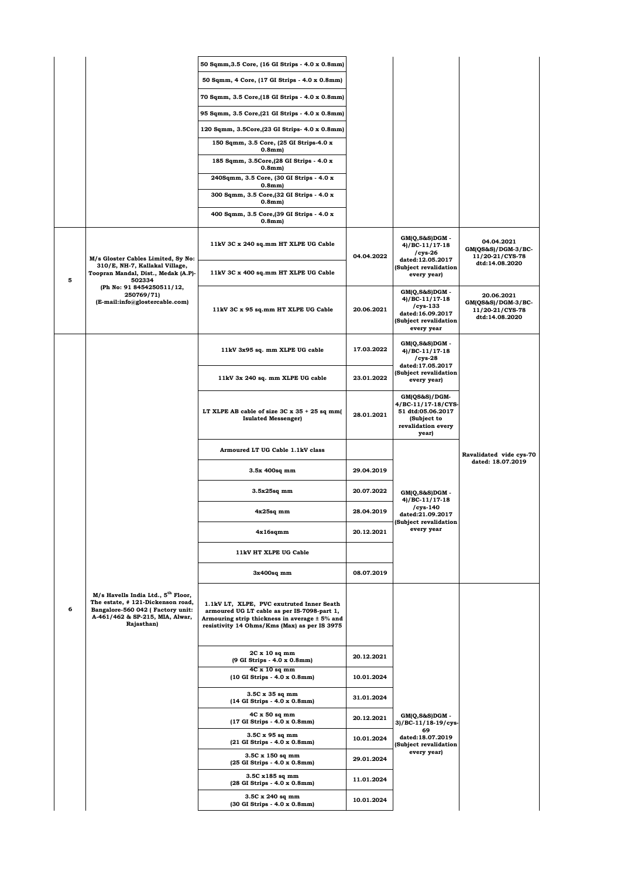| | | | | | |
|---|---|---|---|---|---|
| | | 50 Sqmm,3.5 Core, (16 GI Strips - 4.0 x 0.8mm) | | | |
| | | 50 Sqmm, 4 Core, (17 GI Strips - 4.0 x 0.8mm) | | | |
| | | 70 Sqmm, 3.5 Core,(18 GI Strips - 4.0 x 0.8mm) | | | |
| | | 95 Sqmm, 3.5 Core,(21 GI Strips - 4.0 x 0.8mm) | | | |
| | | 120 Sqmm, 3.5Core,(23 GI Strips- 4.0 x 0.8mm) | | | |
| | | 150 Sqmm, 3.5 Core, (25 GI Strips-4.0 x 0.8mm) | | | |
| | | 185 Sqmm, 3.5Core,(28 GI Strips - 4.0 x 0.8mm) | | | |
| | | 240Sqmm, 3.5 Core, (30 GI Strips - 4.0 x 0.8mm) | | | |
| | | 300 Sqmm, 3.5 Core,(32 GI Strips - 4.0 x 0.8mm) | | | |
| | | 400 Sqmm, 3.5 Core,(39 GI Strips - 4.0 x 0.8mm) | | | |
| 5 | M/s Gloster Cables Limited, Sy No: 310/E, NH-7, Kallakal Village, Toopran Mandal, Dist., Medak (A.P)- 502334 (Ph No: 91 8454250511/12, 250769/71) (E-mail:info@glostercable.com) | 11kV 3C x 240 sq.mm HT XLPE UG Cable | 04.04.2022 | GM(Q,S&S)DGM - 4)/BC-11/17-18 /cys-26 dated:12.05.2017 (Subject revalidation every year) | 04.04.2021 GM(QS&S)/DGM-3/BC-11/20-21/CYS-78 dtd:14.08.2020 |
| | | 11kV 3C x 400 sq.mm HT XLPE UG Cable | | | |
| | | 11kV 3C x 95 sq.mm HT XLPE UG Cable | 20.06.2021 | GM(Q,S&S)DGM - 4)/BC-11/17-18 /cys-133 dated:16.09.2017 (Subject revalidation every year | 20.06.2021 GM(QS&S)/DGM-3/BC-11/20-21/CYS-78 dtd:14.08.2020 |
| 6 | M/s Havells India Ltd., 5[th] Floor, The estate, # 121-Dickenson road, Bangalore-560 042 ( Factory unit: A-461/462 & SP-215, MIA, Alwar, Rajasthan) | 11kV 3x95 sq. mm XLPE UG cable | 17.03.2022 | GM(Q,S&S)DGM - 4)/BC-11/17-18 /cys-28 dated:17.05.2017 (Subject revalidation every year) | Ravalidated vide cys-70 dated: 18.07.2019 |
| | | 11kV 3x 240 sq. mm XLPE UG cable | 23.01.2022 | | |
| | | LT XLPE AB cable of size 3C x 35 + 25 sq mm( Isulated Messenger) | 28.01.2021 | GM(QS&S)/DGM-4/BC-11/17-18/CYS-51 dtd:05.06.2017 (Subject to revalidation every year) | |
| | | Armoured LT UG Cable 1.1kV class | | GM(Q,S&S)DGM - 4)/BC-11/17-18 /cys-140 dated:21.09.2017 (Subject revalidation every year | |
| | | 3.5x 400sq mm | 29.04.2019 | | |
| | | 3.5x25sq mm | 20.07.2022 | | |
| | | 4x25sq mm | 28.04.2019 | | |
| | | 4x16sqmm | 20.12.2021 | | |
| | | 11kV HT XLPE UG Cable | | | |
| | | 3x400sq mm | 08.07.2019 | | |
| | | 1.1kV LT, XLPE, PVC exutruted Inner Seath armoured UG LT cable as per IS-7098-part 1, Armouring strip thickness in average ± 5% and resistivity 14 Ohms/Kms (Max) as per IS 3975 | | GM(Q,S&S)DGM - 3)/BC-11/18-19/cys-69 dated:18.07.2019 (Subject revalidation every year) | |
| | | 2C x 10 sq mm (9 GI Strips - 4.0 x 0.8mm) | 20.12.2021 | | |
| | | 4C x 10 sq mm (10 GI Strips - 4.0 x 0.8mm) | 10.01.2024 | | |
| | | 3.5C x 35 sq mm (14 GI Strips - 4.0 x 0.8mm) | 31.01.2024 | | |
| | | 4C x 50 sq mm (17 GI Strips - 4.0 x 0.8mm) | 20.12.2021 | | |
| | | 3.5C x 95 sq mm (21 GI Strips - 4.0 x 0.8mm) | 10.01.2024 | | |
| | | 3.5C x 150 sq mm (25 GI Strips - 4.0 x 0.8mm) | 29.01.2024 | | |
| | | 3.5C x185 sq mm (28 GI Strips - 4.0 x 0.8mm) | 11.01.2024 | | |
| | | 3.5C x 240 sq mm (30 GI Strips - 4.0 x 0.8mm) | 10.01.2024 | | |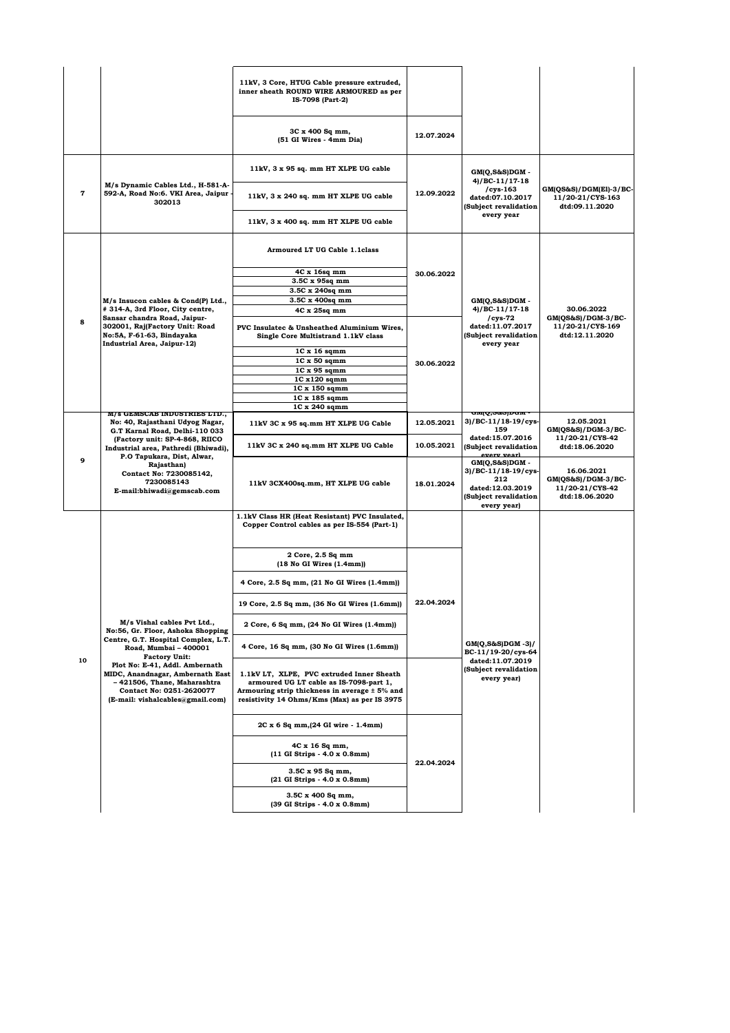| | | | | | |
|---|---|---|---|---|---|
| | | 11kV, 3 Core, HTUG Cable pressure extruded, inner sheath ROUND WIRE ARMOURED as per IS-7098 (Part-2) | | | |
| | | 3C x 400 Sq mm, (51 GI Wires - 4mm Dia) | 12.07.2024 | | |
| 7 | M/s Dynamic Cables Ltd., H-581-A-592-A, Road No:6. VKI Area, Jaipur - 302013 | 11kV, 3 x 95 sq. mm HT XLPE UG cable | 12.09.2022 | GM(Q,S&S)DGM - 4)/BC-11/17-18 /cys-163 dated:07.10.2017 (Subject revalidation every year | GM(QS&S)/DGM(El)-3/BC-11/20-21/CYS-163 dtd:09.11.2020 |
| | | 11kV, 3 x 240 sq. mm HT XLPE UG cable | | | |
| | | 11kV, 3 x 400 sq. mm HT XLPE UG cable | | | |
| 8 | M/s Insucon cables & Cond(P) Ltd., # 314-A, 3rd Floor, City centre, Sansar chandra Road, Jaipur-302001, Raj(Factory Unit: Road No:5A, F-61-63, Bindayaka Industrial Area, Jaipur-12) | Armoured LT UG Cable 1.1class | 30.06.2022 | GM(Q,S&S)DGM - 4)/BC-11/17-18 /cys-72 dated:11.07.2017 (Subject revalidation every year | 30.06.2022 GM(QS&S)/DGM-3/BC-11/20-21/CYS-169 dtd:12.11.2020 |
| | | 4C x 16sq mm | | | |
| | | 3.5C x 95sq mm | | | |
| | | 3.5C x 240sq mm | | | |
| | | 3.5C x 400sq mm | | | |
| | | 4C x 25sq mm | | | |
| | | PVC Insulatec & Unsheathed Aluminium Wires, Single Core Multistrand 1.1kV class | 30.06.2022 | | |
| | | 1C x 16 sqmm | | | |
| | | 1C x 50 sqmm | | | |
| | | 1C x 95 sqmm | | | |
| | | 1C x120 sqmm | | | |
| | | 1C x 150 sqmm | | | |
| | | 1C x 185 sqmm | | | |
| | | 1C x 240 sqmm | | | |
| 9 | M/s GEMSCAB INDUSTRIES LTD., No: 40, Rajasthani Udyog Nagar, G.T Karnal Road, Delhi-110 033 (Factory unit: SP-4-868, RIICO Industrial area, Pathredi (Bhiwadi), P.O Tapukara, Dist, Alwar, Rajasthan) Contact No: 7230085142, 7230085143 E-mail:bhiwadi@gemscab.com | 11kV 3C x 95 sq.mm HT XLPE UG Cable | 12.05.2021 | GM(Q,S&S)DGM - 3)/BC-11/18-19/cys-159 dated:15.07.2016 (Subject revalidation every year) | 12.05.2021 GM(QS&S)/DGM-3/BC-11/20-21/CYS-42 dtd:18.06.2020 |
| | | 11kV 3C x 240 sq.mm HT XLPE UG Cable | 10.05.2021 | | |
| | | 11kV 3CX400sq.mm, HT XLPE UG cable | 18.01.2024 | GM(Q,S&S)DGM - 3)/BC-11/18-19/cys-212 dated:12.03.2019 (Subject revalidation every year) | 16.06.2021 GM(QS&S)/DGM-3/BC-11/20-21/CYS-42 dtd:18.06.2020 |
| 10 | M/s Vishal cables Pvt Ltd., No:56, Gr. Floor, Ashoka Shopping Centre, G.T. Hospital Complex, L.T. Road, Mumbai – 400001 Factory Unit: Plot No: E-41, Addl. Ambernath MIDC, Anandnagar, Ambernath East – 421506, Thane, Maharashtra Contact No: 0251-2620077 (E-mail: vishalcables@gmail.com) | 1.1kV Class HR (Heat Resistant) PVC Insulated, Copper Control cables as per IS-554 (Part-1) | | GM(Q,S&S)DGM -3)/ BC-11/19-20/cys-64 dated:11.07.2019 (Subject revalidation every year) | |
| | | 2 Core, 2.5 Sq mm (18 No GI Wires (1.4mm)) | 22.04.2024 | | |
| | | 4 Core, 2.5 Sq mm, (21 No GI Wires (1.4mm)) | | | |
| | | 19 Core, 2.5 Sq mm, (36 No GI Wires (1.6mm)) | | | |
| | | 2 Core, 6 Sq mm, (24 No GI Wires (1.4mm)) | | | |
| | | 4 Core, 16 Sq mm, (30 No GI Wires (1.6mm)) | | | |
| | | 1.1kV LT, XLPE, PVC extruded Inner Sheath armoured UG LT cable as IS-7098-part 1, Armouring strip thickness in average ± 5% and resistivity 14 Ohms/Kms (Max) as per IS 3975 | | | |
| | | 2C x 6 Sq mm,(24 GI wire - 1.4mm) | 22.04.2024 | | |
| | | 4C x 16 Sq mm, (11 GI Strips - 4.0 x 0.8mm) | | | |
| | | 3.5C x 95 Sq mm, (21 GI Strips - 4.0 x 0.8mm) | | | |
| | | 3.5C x 400 Sq mm, (39 GI Strips - 4.0 x 0.8mm) | | | |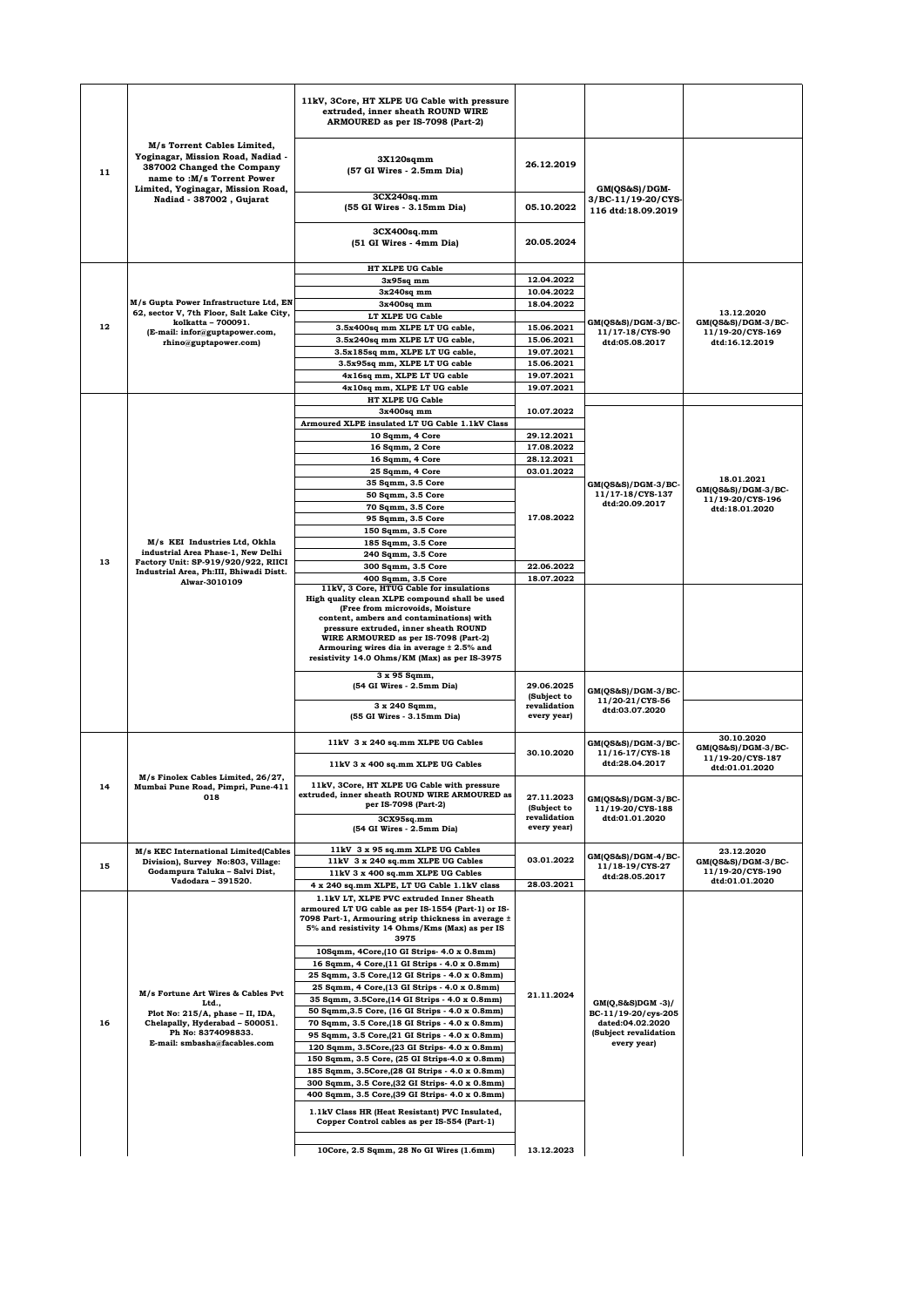| | | | | | |
|---|---|---|---|---|---|
| 11 | M/s Torrent Cables Limited, Yoginagar, Mission Road, Nadiad - 387002 Changed the Company name to :M/s Torrent Power Limited, Yoginagar, Mission Road, Nadiad - 387002 , Gujarat | 11kV, 3Core, HT XLPE UG Cable with pressure extruded, inner sheath ROUND WIRE ARMOURED as per IS-7098 (Part-2) | | GM(QS&S)/DGM-3/BC-11/19-20/CYS-116 dtd:18.09.2019 | |
| | | 3X120sqmm (57 GI Wires - 2.5mm Dia) | 26.12.2019 | | |
| | | 3CX240sq.mm (55 GI Wires - 3.15mm Dia) | 05.10.2022 | | |
| | | 3CX400sq.mm (51 GI Wires - 4mm Dia) | 20.05.2024 | | |
| 12 | M/s Gupta Power Infrastructure Ltd, EN 62, sector V, 7th Floor, Salt Lake City, kolkatta – 700091. (E-mail: infor@guptapower.com, rhino@guptapower.com) | HT XLPE UG Cable | | GM(QS&S)/DGM-3/BC-11/17-18/CYS-90 dtd:05.08.2017 | 13.12.2020 GM(QS&S)/DGM-3/BC-11/19-20/CYS-169 dtd:16.12.2019 |
| | | 3x95sq mm | 12.04.2022 | | |
| | | 3x240sq mm | 10.04.2022 | | |
| | | 3x400sq mm | 18.04.2022 | | |
| | | LT XLPE UG Cable | | | |
| | | 3.5x400sq mm XLPE LT UG cable, | 15.06.2021 | | |
| | | 3.5x240sq mm XLPE LT UG cable, | 15.06.2021 | | |
| | | 3.5x185sq mm, XLPE LT UG cable, | 19.07.2021 | | |
| | | 3.5x95sq mm, XLPE LT UG cable | 15.06.2021 | | |
| | | 4x16sq mm, XLPE LT UG cable | 19.07.2021 | | |
| | | 4x10sq mm, XLPE LT UG cable | 19.07.2021 | | |
| 13 | M/s KEI Industries Ltd, Okhla industrial Area Phase-1, New Delhi Factory Unit: SP-919/920/922, RIICI Industrial Area, Ph:III, Bhiwadi Distt. Alwar-3010109 | HT XLPE UG Cable | | | |
| | | 3x400sq mm | 10.07.2022 | GM(QS&S)/DGM-3/BC-11/17-18/CYS-137 dtd:20.09.2017 | 18.01.2021 GM(QS&S)/DGM-3/BC-11/19-20/CYS-196 dtd:18.01.2020 |
| | | Armoured XLPE insulated LT UG Cable 1.1kV Class | | | |
| | | 10 Sqmm, 4 Core | 29.12.2021 | | |
| | | 16 Sqmm, 2 Core | 17.08.2022 | | |
| | | 16 Sqmm, 4 Core | 28.12.2021 | | |
| | | 25 Sqmm, 4 Core | 03.01.2022 | | |
| | | 35 Sqmm, 3.5 Core | 17.08.2022 | | |
| | | 50 Sqmm, 3.5 Core | | | |
| | | 70 Sqmm, 3.5 Core | | | |
| | | 95 Sqmm, 3.5 Core | | | |
| | | 150 Sqmm, 3.5 Core | | | |
| | | 185 Sqmm, 3.5 Core | | | |
| | | 240 Sqmm, 3.5 Core | | | |
| | | 300 Sqmm, 3.5 Core | 22.06.2022 | | |
| | | 400 Sqmm, 3.5 Core | 18.07.2022 | | |
| | | 11kV, 3 Core, HTUG Cable for insulations High quality clean XLPE compound shall be used (Free from microvoids, Moisture content, ambers and contaminations) with pressure extruded, inner sheath ROUND WIRE ARMOURED as per IS-7098 (Part-2) Armouring wires dia in average ± 2.5% and resistivity 14.0 Ohms/KM (Max) as per IS-3975 | | | |
| | | 3 x 95 Sqmm, (54 GI Wires - 2.5mm Dia) | 29.06.2025 (Subject to revalidation every year) | GM(QS&S)/DGM-3/BC-11/20-21/CYS-56 dtd:03.07.2020 | |
| | | 3 x 240 Sqmm, (55 GI Wires - 3.15mm Dia) | | | |
| 14 | M/s Finolex Cables Limited, 26/27, Mumbai Pune Road, Pimpri, Pune-411 018 | 11kV 3 x 240 sq.mm XLPE UG Cables | 30.10.2020 | GM(QS&S)/DGM-3/BC-11/16-17/CYS-18 dtd:28.04.2017 | 30.10.2020 GM(QS&S)/DGM-3/BC-11/19-20/CYS-187 dtd:01.01.2020 |
| | | 11kV 3 x 400 sq.mm XLPE UG Cables | | | |
| | | 11kV, 3Core, HT XLPE UG Cable with pressure extruded, inner sheath ROUND WIRE ARMOURED as per IS-7098 (Part-2) | 27.11.2023 (Subject to revalidation every year) | GM(QS&S)/DGM-3/BC-11/19-20/CYS-188 dtd:01.01.2020 | |
| | | 3CX95sq.mm (54 GI Wires - 2.5mm Dia) | | | |
| 15 | M/s KEC International Limited(Cables Division), Survey No:803, Village: Godampura Taluka – Salvi Dist, Vadodara – 391520. | 11kV 3 x 95 sq.mm XLPE UG Cables | 03.01.2022 | GM(QS&S)/DGM-4/BC-11/18-19/CYS-27 dtd:28.05.2017 | 23.12.2020 GM(QS&S)/DGM-3/BC-11/19-20/CYS-190 dtd:01.01.2020 |
| | | 11kV 3 x 240 sq.mm XLPE UG Cables | | | |
| | | 11kV 3 x 400 sq.mm XLPE UG Cables | | | |
| | | 4 x 240 sq.mm XLPE, LT UG Cable 1.1kV class | 28.03.2021 | | |
| 16 | M/s Fortune Art Wires & Cables Pvt Ltd., Plot No: 215/A, phase – II, IDA, Chelapally, Hyderabad – 500051. Ph No: 8374098833. E-mail: smbasha@facables.com | 1.1kV LT, XLPE PVC extruded Inner Sheath armoured LT UG cable as per IS-1554 (Part-1) or IS-7098 Part-1, Armouring strip thickness in average ± 5% and resistivity 14 Ohms/Kms (Max) as per IS 3975 | 21.11.2024 | GM(Q,S&S)DGM -3)/ BC-11/19-20/cys-205 dated:04.02.2020 (Subject revalidation every year) | |
| | | 10Sqmm, 4Core,(10 GI Strips- 4.0 x 0.8mm) | | | |
| | | 16 Sqmm, 4 Core,(11 GI Strips - 4.0 x 0.8mm) | | | |
| | | 25 Sqmm, 3.5 Core,(12 GI Strips - 4.0 x 0.8mm) | | | |
| | | 25 Sqmm, 4 Core,(13 GI Strips - 4.0 x 0.8mm) | | | |
| | | 35 Sqmm, 3.5Core,(14 GI Strips - 4.0 x 0.8mm) | | | |
| | | 50 Sqmm,3.5 Core,(16 GI Strips - 4.0 x 0.8mm) | | | |
| | | 70 Sqmm, 3.5 Core,(18 GI Strips - 4.0 x 0.8mm) | | | |
| | | 95 Sqmm, 3.5 Core,(21 GI Strips - 4.0 x 0.8mm) | | | |
| | | 120 Sqmm, 3.5Core,(23 GI Strips- 4.0 x 0.8mm) | | | |
| | | 150 Sqmm, 3.5 Core, (25 GI Strips-4.0 x 0.8mm) | | | |
| | | 185 Sqmm, 3.5Core,(28 GI Strips - 4.0 x 0.8mm) | | | |
| | | 300 Sqmm, 3.5 Core,(32 GI Strips- 4.0 x 0.8mm) | | | |
| | | 400 Sqmm, 3.5 Core,(39 GI Strips- 4.0 x 0.8mm) | | | |
| | | 1.1kV Class HR (Heat Resistant) PVC Insulated, Copper Control cables as per IS-554 (Part-1) | | | |
| | | 10Core, 2.5 Sqmm, 28 No GI Wires (1.6mm) | 13.12.2023 | | |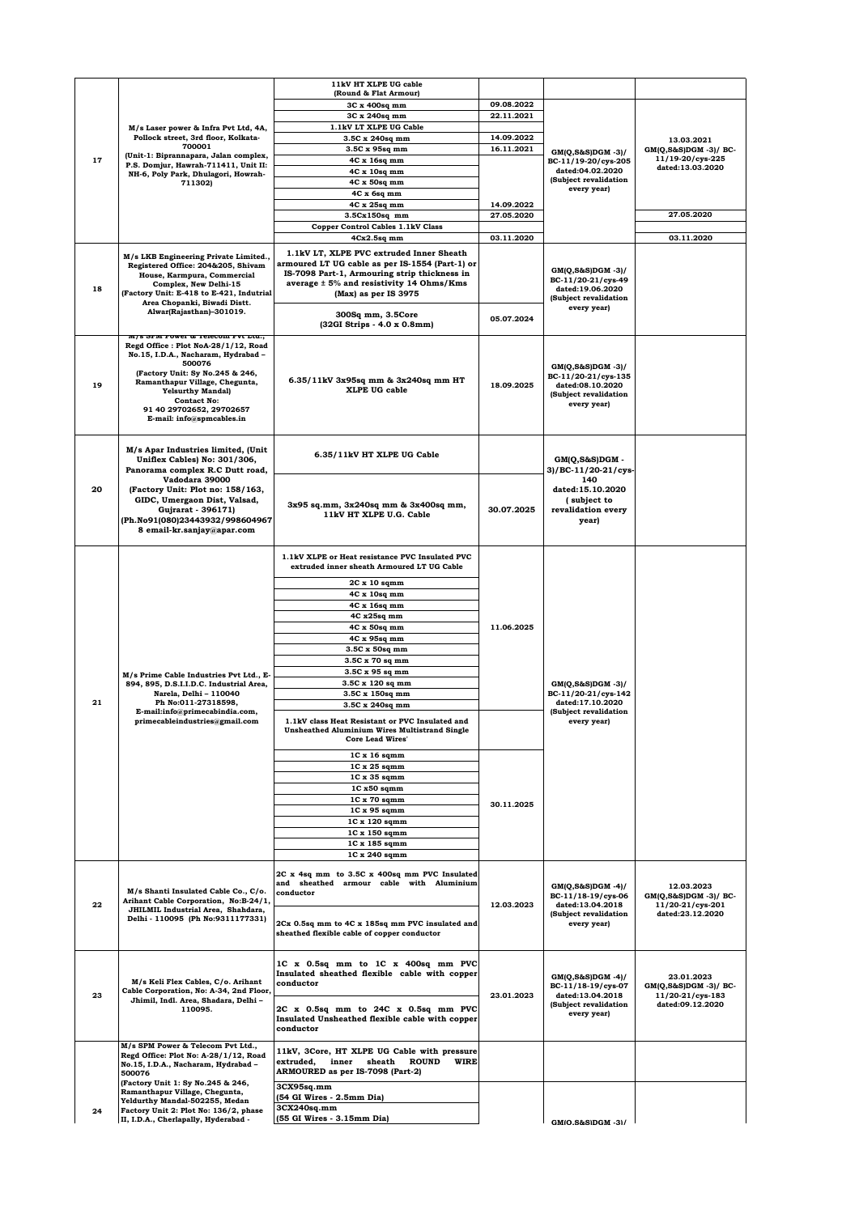| 17 | M/s Laser power & Infra Pvt Ltd, 4A, Pollock street, 3rd floor, Kolkata-700001 (Unit-1: Biprannapara, Jalan complex, P.S. Domjur, Hawrah-711411, Unit II: NH-6, Poly Park, Dhulagori, Howrah-711302) | **11kV HT XLPE UG cable (Round & Flat Armour)** | | GM(Q,S&S)DGM -3)/ BC-11/19-20/cys-205 dated:04.02.2020 (Subject revalidation every year) | |
|---|---|---|---|---|---|
| | | 3C x 400sq mm | 09.08.2022 | | 13.03.2021 GM(Q,S&S)DGM -3)/ BC-11/19-20/cys-225 dated:13.03.2020 |
| | | 3C x 240sq mm | 22.11.2021 | | |
| | | **1.1kV LT XLPE UG Cable** | | | |
| | | 3.5C x 240sq mm | 14.09.2022 | | |
| | | 3.5C x 95sq mm | 16.11.2021 | | |
| | | 4C x 16sq mm | | | |
| | | 4C x 10sq mm | | | |
| | | 4C x 50sq mm | | | |
| | | 4C x 6sq mm | | | |
| | | 4C x 25sq mm | 14.09.2022 | | |
| | | 3.5Cx150sq mm | 27.05.2020 | | 27.05.2020 |
| | | **Copper Control Cables 1.1kV Class** | | | |
| | | 4Cx2.5sq mm | 03.11.2020 | | 03.11.2020 |
| 18 | M/s LKB Engineering Private Limited., Registered Office: 204&205, Shivam House, Karmpura, Commercial Complex, New Delhi-15 (Factory Unit: E-418 to E-421, Indutrial Area Chopanki, Biwadi Distt. Alwar(Rajasthan)-301019. | 1.1kV LT, XLPE PVC extruded Inner Sheath armoured LT UG cable as per IS-1554 (Part-1) or IS-7098 Part-1, Armouring strip thickness in average ± 5% and resistivity 14 Ohms/Kms (Max) as per IS 3975 | | GM(Q,S&S)DGM -3)/ BC-11/20-21/cys-49 dated:19.06.2020 (Subject revalidation every year) | |
| | | 300Sq mm, 3.5Core (32GI Strips - 4.0 x 0.8mm) | 05.07.2024 | | |
| 19 | M/s SPM Power & Telecom Pvt Ltd., Regd Office : Plot NoA-28/1/12, Road No.15, I.D.A., Nacharam, Hydrabad – 500076 (Factory Unit: Sy No.245 & 246, Ramanthapur Village, Chegunta, Yelsurthy Mandal) Contact No: 91 40 29702652, 29702657 E-mail: info@spmcables.in | 6.35/11kV 3x95sq mm & 3x240sq mm HT XLPE UG cable | 18.09.2025 | GM(Q,S&S)DGM -3)/ BC-11/20-21/cys-135 dated:08.10.2020 (Subject revalidation every year) | |
| 20 | M/s Apar Industries limited, (Unit Uniflex Cables) No: 301/306, Panorama complex R.C Dutt road, Vadodara 39000 (Factory Unit: Plot no: 158/163, GIDC, Umergaon Dist, Valsad, Gujarat - 396171) (Ph.No91(080)23443932/998604967 8 email-kr.sanjay@apar.com | 6.35/11kV HT XLPE UG Cable | | GM(Q,S&S)DGM -3)/BC-11/20-21/cys-140 dated:15.10.2020 ( subject to revalidation every year) | |
| | | 3x95 sq.mm, 3x240sq mm & 3x400sq mm, 11kV HT XLPE U.G. Cable | 30.07.2025 | | |
| 21 | M/s Prime Cable Industries Pvt Ltd., E-894, 895, D.S.I.I.D.C. Industrial Area, Narela, Delhi – 110040 Ph No:011-27318598, E-mail:info@primecabindia.com, primecableindustries@gmail.com | 1.1kV XLPE or Heat resistance PVC Insulated PVC extruded inner sheath Armoured LT UG Cable | | GM(Q,S&S)DGM -3)/ BC-11/20-21/cys-142 dated:17.10.2020 (Subject revalidation every year) | |
| | | 2C x 10 sqmm | 11.06.2025 | | |
| | | 4C x 10sq mm | | | |
| | | 4C x 16sq mm | | | |
| | | 4C x25sq mm | | | |
| | | 4C x 50sq mm | | | |
| | | 4C x 95sq mm | | | |
| | | 3.5C x 50sq mm | | | |
| | | 3.5C x 70 sq mm | | | |
| | | 3.5C x 95 sq mm | | | |
| | | 3.5C x 120 sq mm | | | |
| | | 3.5C x 150sq mm | | | |
| | | 3.5C x 240sq mm | | | |
| | | 1.1kV class Heat Resistant or PVC Insulated and Unsheathed Aluminium Wires Multistrand Single Core Lead Wires' | | | |
| | | 1C x 16 sqmm | 30.11.2025 | | |
| | | 1C x 25 sqmm | | | |
| | | 1C x 35 sqmm | | | |
| | | 1C x50 sqmm | | | |
| | | 1C x 70 sqmm | | | |
| | | 1C x 95 sqmm | | | |
| | | 1C x 120 sqmm | | | |
| | | 1C x 150 sqmm | | | |
| | | 1C x 185 sqmm | | | |
| | | 1C x 240 sqmm | | | |
| 22 | M/s Shanti Insulated Cable Co., C/o. Arihant Cable Corporation, No:B-24/1, JHILMIL Industrial Area, Shadara, Delhi - 110095 (Ph No:9311177331) | 2C x 4sq mm to 3.5C x 400sq mm PVC Insulated and sheathed armour cable with Aluminium conductor | 12.03.2023 | GM(Q,S&S)DGM -4)/ BC-11/18-19/cys-06 dated:13.04.2018 (Subject revalidation every year) | 12.03.2023 GM(Q,S&S)DGM -3)/ BC-11/20-21/cys-201 dated:23.12.2020 |
| | | 2Cx 0.5sq mm to 4C x 185sq mm PVC insulated and sheathed flexible cable of copper conductor | | | |
| 23 | M/s Keli Flex Cables, C/o. Arihant Cable Corporation, No: A-34, 2nd Floor, Jhimil, Indl. Area, Shadara, Delhi – 110095. | 1C x 0.5sq mm to 1C x 400sq mm PVC Insulated sheathed flexible cable with copper conductor | 23.01.2023 | GM(Q,S&S)DGM -4)/ BC-11/18-19/cys-07 dated:13.04.2018 (Subject revalidation every year) | 23.01.2023 GM(Q,S&S)DGM -3)/ BC-11/20-21/cys-183 dated:09.12.2020 |
| | | 2C x 0.5sq mm to 24C x 0.5sq mm PVC Insulated Unsheathed flexible cable with copper conductor | | | |
| 24 | M/s SPM Power & Telecom Pvt Ltd., Regd Office: Plot No: A-28/1/12, Road No.15, I.D.A., Nacharam, Hydrabad – 500076 (Factory Unit 1: Sy No.245 & 246, Ramanthapur Village, Chegunta, Yeldurthy Mandal-502255, Medan Factory Unit 2: Plot No: 136/2, phase II, I.D.A., Cherlapally, Hyderabad - | 11kV, 3Core, HT XLPE UG Cable with pressure extruded, inner sheath ROUND WIRE ARMOURED as per IS-7098 (Part-2) | | GM(Q.S&S)DGM -3)/ | |
| | | 3CX95sq.mm (54 GI Wires - 2.5mm Dia) | | | |
| | | 3CX240sq.mm (55 GI Wires - 3.15mm Dia) | | | |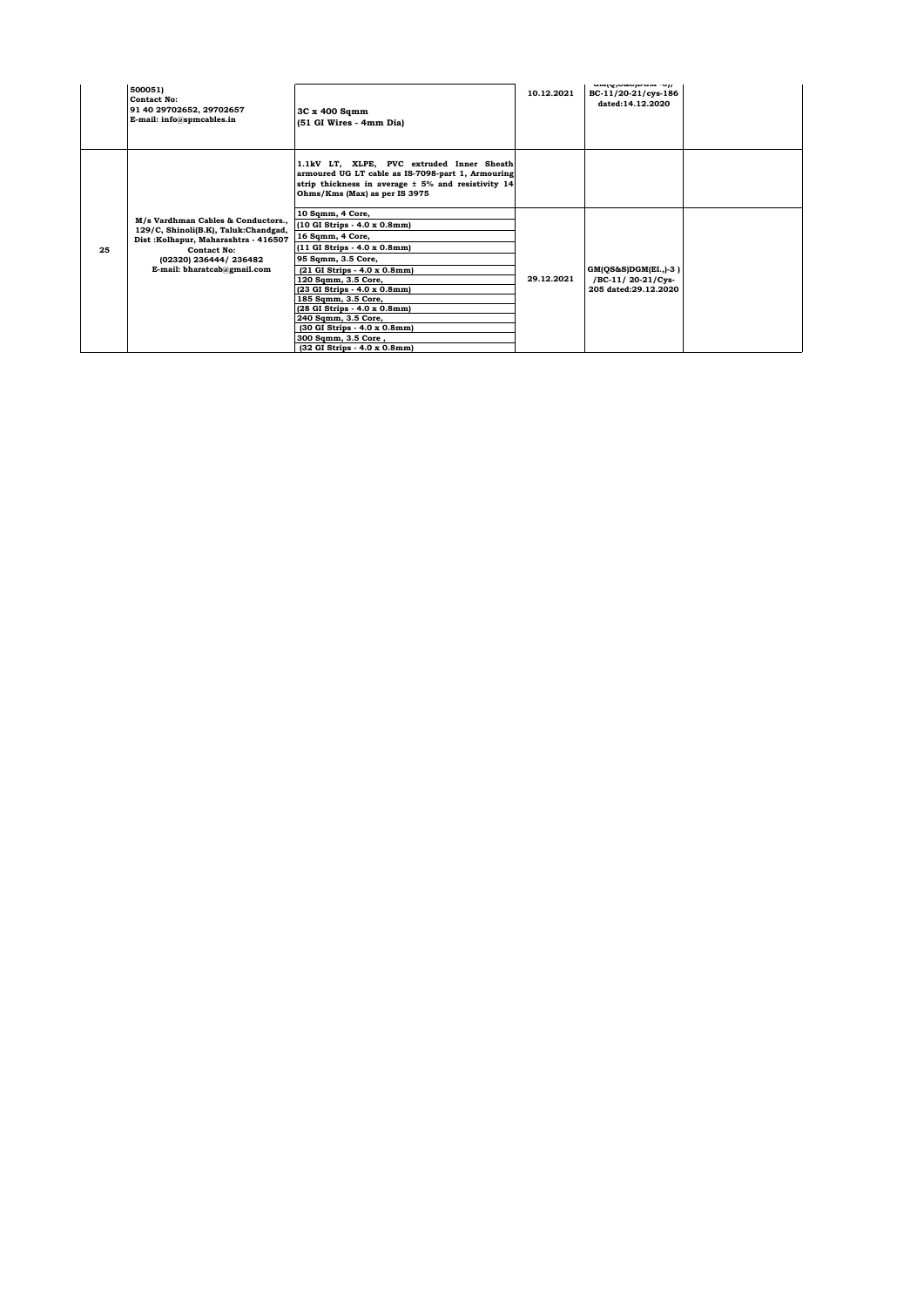| | | | | | |
|---|---|---|---|---|---|
| | 500051)<br>Contact No:<br>91 40 29702652, 29702657<br>E-mail: info@spmcables.in | 3C x 400 Sqmm<br>(51 GI Wires - 4mm Dia) | 10.12.2021 | GM(QS&S)DGM-3)/<br>BC-11/20-21/cys-186<br>dated:14.12.2020 | |
| 25 | M/s Vardhman Cables & Conductors., 129/C, Shinoli(B.K), Taluk:Chandgad, Dist :Kolhapur, Maharashtra - 416507<br>Contact No:<br>(02320) 236444/ 236482<br>E-mail: bharatcab@gmail.com | 1.1kV LT, XLPE, PVC extruded Inner Sheath armoured UG LT cable as IS-7098-part 1, Armouring strip thickness in average ± 5% and resistivity 14 Ohms/Kms (Max) as per IS 3975 | | | |
| | | 10 Sqmm, 4 Core,<br>(10 GI Strips - 4.0 x 0.8mm)<br>16 Sqmm, 4 Core,<br>(11 GI Strips - 4.0 x 0.8mm)<br>95 Sqmm, 3.5 Core,<br>(21 GI Strips - 4.0 x 0.8mm)<br>120 Sqmm, 3.5 Core,<br>(23 GI Strips - 4.0 x 0.8mm)<br>185 Sqmm, 3.5 Core,<br>(28 GI Strips - 4.0 x 0.8mm)<br>240 Sqmm, 3.5 Core,<br>(30 GI Strips - 4.0 x 0.8mm)<br>300 Sqmm, 3.5 Core ,<br>(32 GI Strips - 4.0 x 0.8mm) | 29.12.2021 | GM(QS&S)DGM(El.,)-3 )<br>/BC-11/ 20-21/Cys-205 dated:29.12.2020 | |